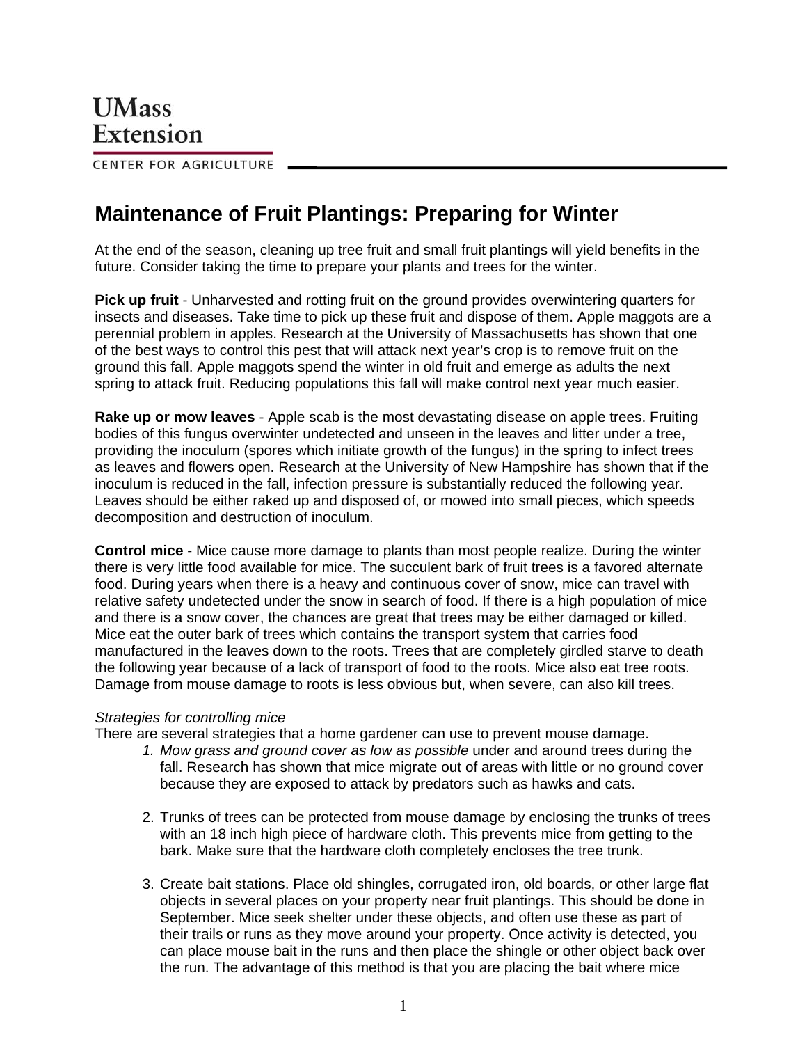UMass Extension

CENTER FOR AGRICULTURE

# Maintenance of Fruit Plantings: Preparing for Winter

At the end of the season, cleaning up tree fruit and small fruit plantings will yield benefits in the future. Consider taking the time to prepare your plants and trees for the winter.

**Pick up fruit** - Unharvested and rotting fruit on the ground provides overwintering quarters for insects and diseases. Take time to pick up these fruit and dispose of them. Apple maggots are a perennial problem in apples. Research at the University of Massachusetts has shown that one of the best ways to control this pest that will attack next year's crop is to remove fruit on the ground this fall. Apple maggots spend the winter in old fruit and emerge as adults the next spring to attack fruit. Reducing populations this fall will make control next year much easier.

**Rake up or mow leaves** - Apple scab is the most devastating disease on apple trees. Fruiting bodies of this fungus overwinter undetected and unseen in the leaves and litter under a tree, providing the inoculum (spores which initiate growth of the fungus) in the spring to infect trees as leaves and flowers open. Research at the University of New Hampshire has shown that if the inoculum is reduced in the fall, infection pressure is substantially reduced the following year. Leaves should be either raked up and disposed of, or mowed into small pieces, which speeds decomposition and destruction of inoculum.

**Control mice** - Mice cause more damage to plants than most people realize. During the winter there is very little food available for mice. The succulent bark of fruit trees is a favored alternate food. During years when there is a heavy and continuous cover of snow, mice can travel with relative safety undetected under the snow in search of food. If there is a high population of mice and there is a snow cover, the chances are great that trees may be either damaged or killed. Mice eat the outer bark of trees which contains the transport system that carries food manufactured in the leaves down to the roots. Trees that are completely girdled starve to death the following year because of a lack of transport of food to the roots. Mice also eat tree roots. Damage from mouse damage to roots is less obvious but, when severe, can also kill trees.

*Strategies for controlling mice*

There are several strategies that a home gardener can use to prevent mouse damage.

1. *Mow grass and ground cover as low as possible* under and around trees during the fall. Research has shown that mice migrate out of areas with little or no ground cover because they are exposed to attack by predators such as hawks and cats.

2. Trunks of trees can be protected from mouse damage by enclosing the trunks of trees with an 18 inch high piece of hardware cloth. This prevents mice from getting to the bark. Make sure that the hardware cloth completely encloses the tree trunk.

3. Create bait stations. Place old shingles, corrugated iron, old boards, or other large flat objects in several places on your property near fruit plantings. This should be done in September. Mice seek shelter under these objects, and often use these as part of their trails or runs as they move around your property. Once activity is detected, you can place mouse bait in the runs and then place the shingle or other object back over the run. The advantage of this method is that you are placing the bait where mice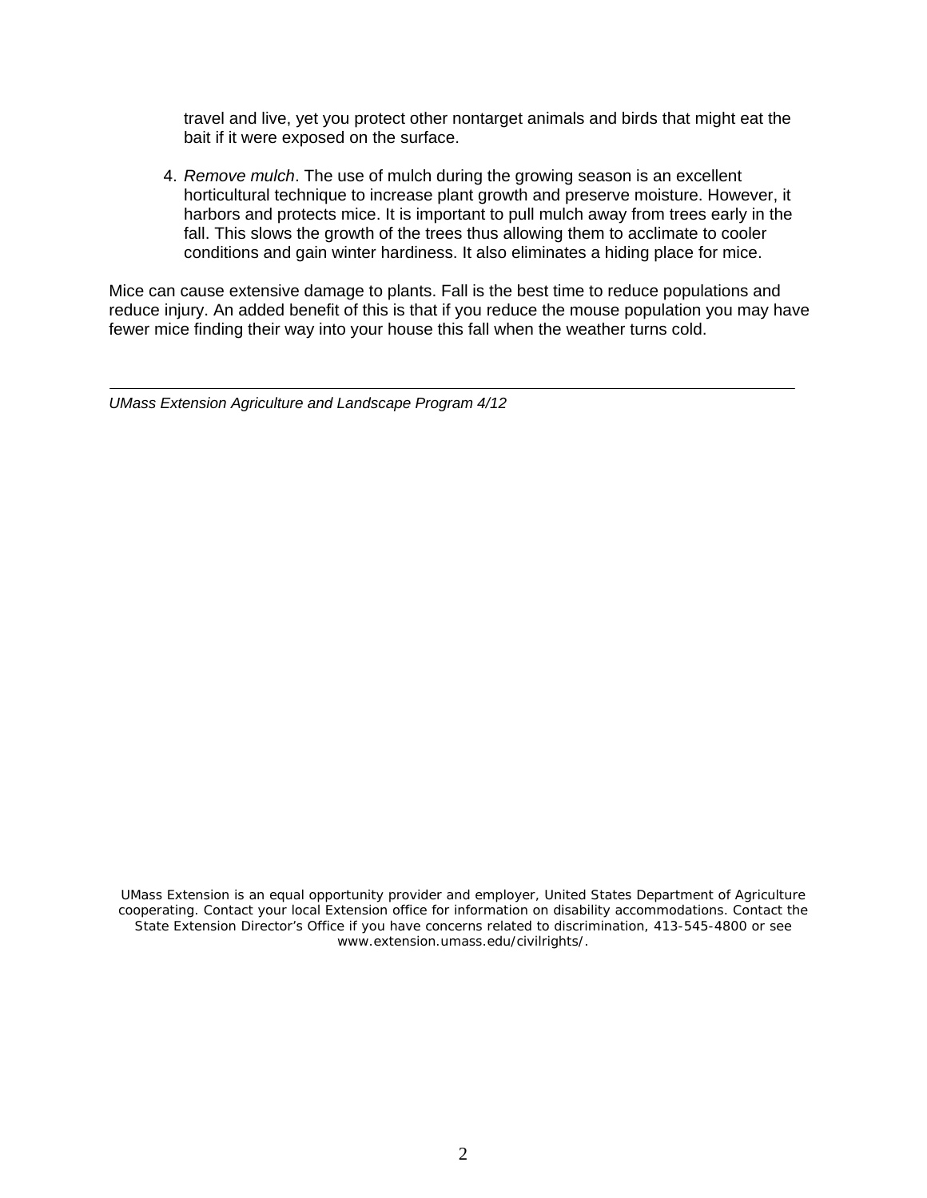travel and live, yet you protect other nontarget animals and birds that might eat the bait if it were exposed on the surface.

4. *Remove mulch*. The use of mulch during the growing season is an excellent horticultural technique to increase plant growth and preserve moisture. However, it harbors and protects mice. It is important to pull mulch away from trees early in the fall. This slows the growth of the trees thus allowing them to acclimate to cooler conditions and gain winter hardiness. It also eliminates a hiding place for mice.

Mice can cause extensive damage to plants. Fall is the best time to reduce populations and reduce injury. An added benefit of this is that if you reduce the mouse population you may have fewer mice finding their way into your house this fall when the weather turns cold.

---

*UMass Extension Agriculture and Landscape Program 4/12*

UMass Extension is an equal opportunity provider and employer, United States Department of Agriculture cooperating. Contact your local Extension office for information on disability accommodations. Contact the State Extension Director's Office if you have concerns related to discrimination, 413-545-4800 or see www.extension.umass.edu/civilrights/.